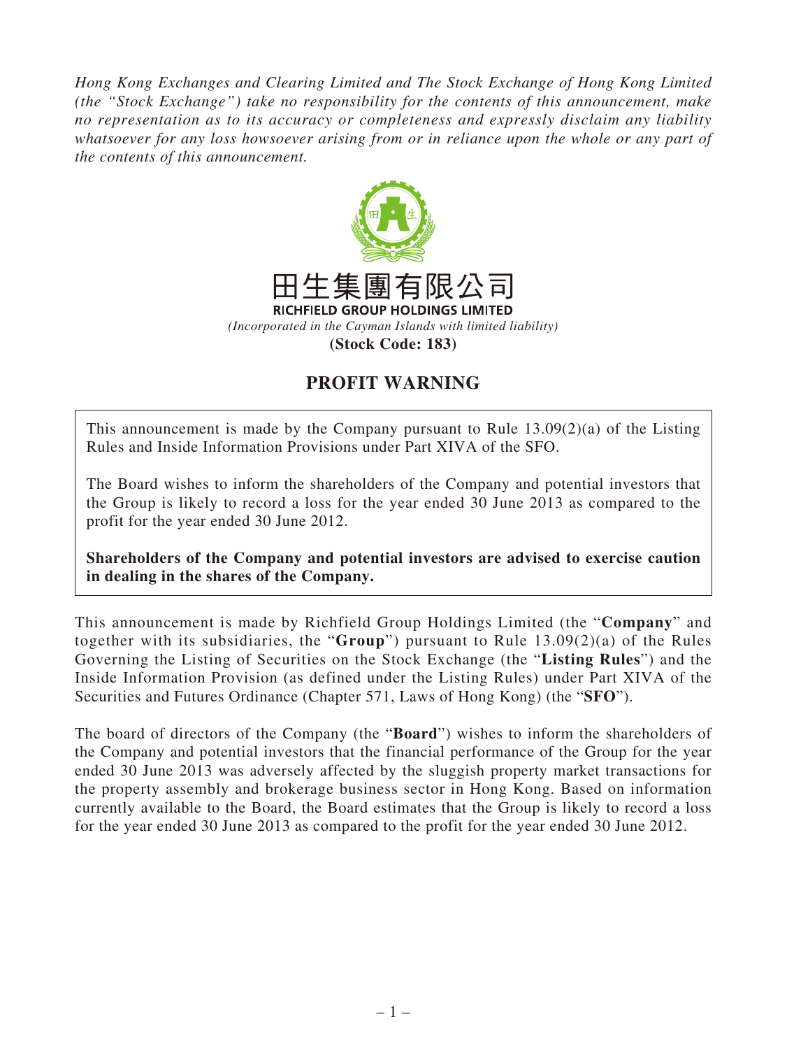*Hong Kong Exchanges and Clearing Limited and The Stock Exchange of Hong Kong Limited (the "Stock Exchange") take no responsibility for the contents of this announcement, make no representation as to its accuracy or completeness and expressly disclaim any liability whatsoever for any loss howsoever arising from or in reliance upon the whole or any part of the contents of this announcement.*

田生集團有限公司

**RICHFIELD GROUP HOLDINGS LIMITED**

*(Incorporated in the Cayman Islands with limited liability)*

**(Stock Code: 183)**

# PROFIT WARNING

This announcement is made by the Company pursuant to Rule 13.09(2)(a) of the Listing Rules and Inside Information Provisions under Part XIVA of the SFO.

The Board wishes to inform the shareholders of the Company and potential investors that the Group is likely to record a loss for the year ended 30 June 2013 as compared to the profit for the year ended 30 June 2012.

**Shareholders of the Company and potential investors are advised to exercise caution in dealing in the shares of the Company.**

This announcement is made by Richfield Group Holdings Limited (the "**Company**" and together with its subsidiaries, the "**Group**") pursuant to Rule 13.09(2)(a) of the Rules Governing the Listing of Securities on the Stock Exchange (the "**Listing Rules**") and the Inside Information Provision (as defined under the Listing Rules) under Part XIVA of the Securities and Futures Ordinance (Chapter 571, Laws of Hong Kong) (the "**SFO**").

The board of directors of the Company (the "**Board**") wishes to inform the shareholders of the Company and potential investors that the financial performance of the Group for the year ended 30 June 2013 was adversely affected by the sluggish property market transactions for the property assembly and brokerage business sector in Hong Kong. Based on information currently available to the Board, the Board estimates that the Group is likely to record a loss for the year ended 30 June 2013 as compared to the profit for the year ended 30 June 2012.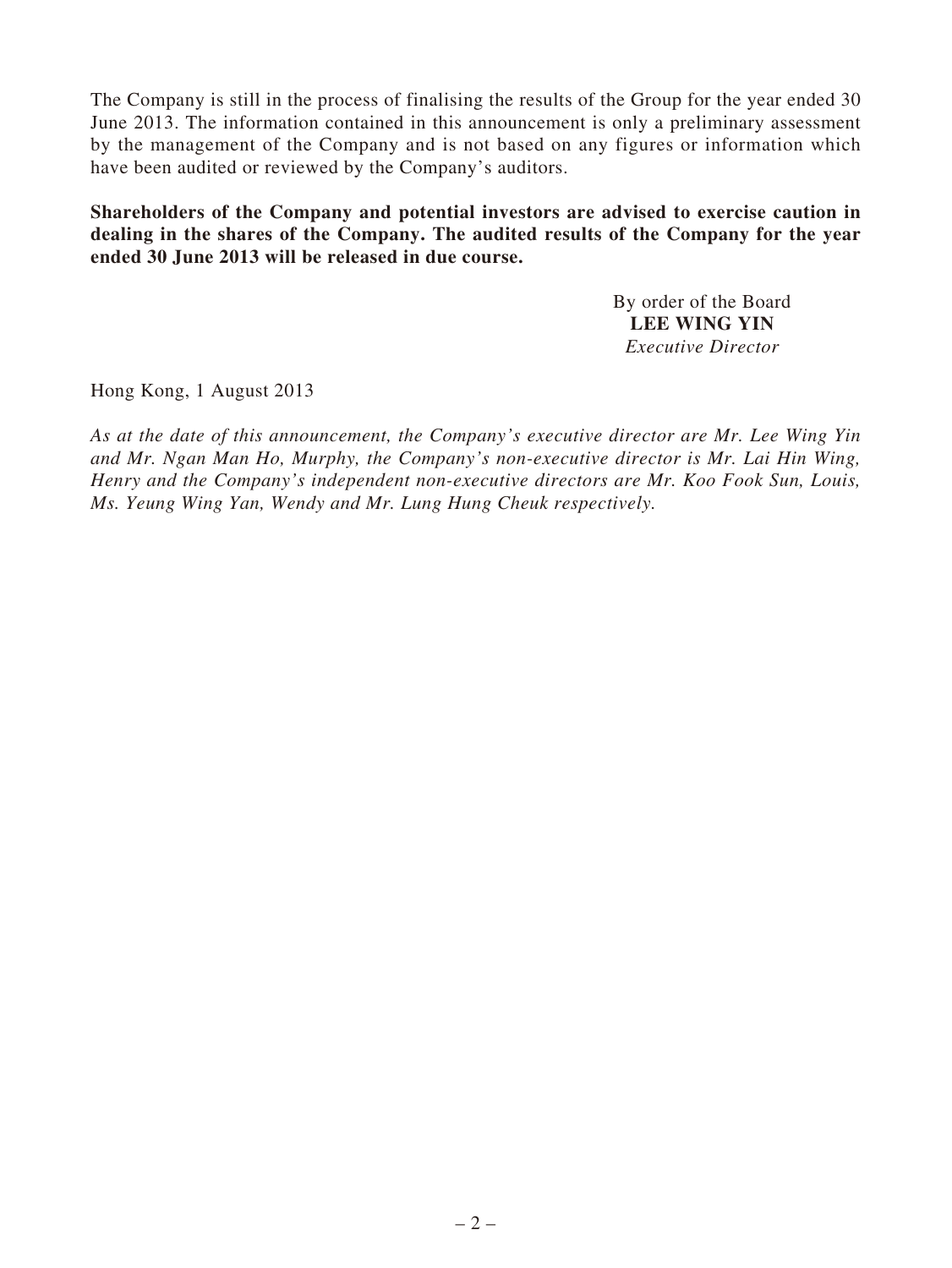The Company is still in the process of finalising the results of the Group for the year ended 30 June 2013. The information contained in this announcement is only a preliminary assessment by the management of the Company and is not based on any figures or information which have been audited or reviewed by the Company's auditors.

**Shareholders of the Company and potential investors are advised to exercise caution in dealing in the shares of the Company. The audited results of the Company for the year ended 30 June 2013 will be released in due course.**

By order of the Board
**LEE WING YIN**
*Executive Director*

Hong Kong, 1 August 2013

*As at the date of this announcement, the Company's executive director are Mr. Lee Wing Yin and Mr. Ngan Man Ho, Murphy, the Company's non-executive director is Mr. Lai Hin Wing, Henry and the Company's independent non-executive directors are Mr. Koo Fook Sun, Louis, Ms. Yeung Wing Yan, Wendy and Mr. Lung Hung Cheuk respectively.*